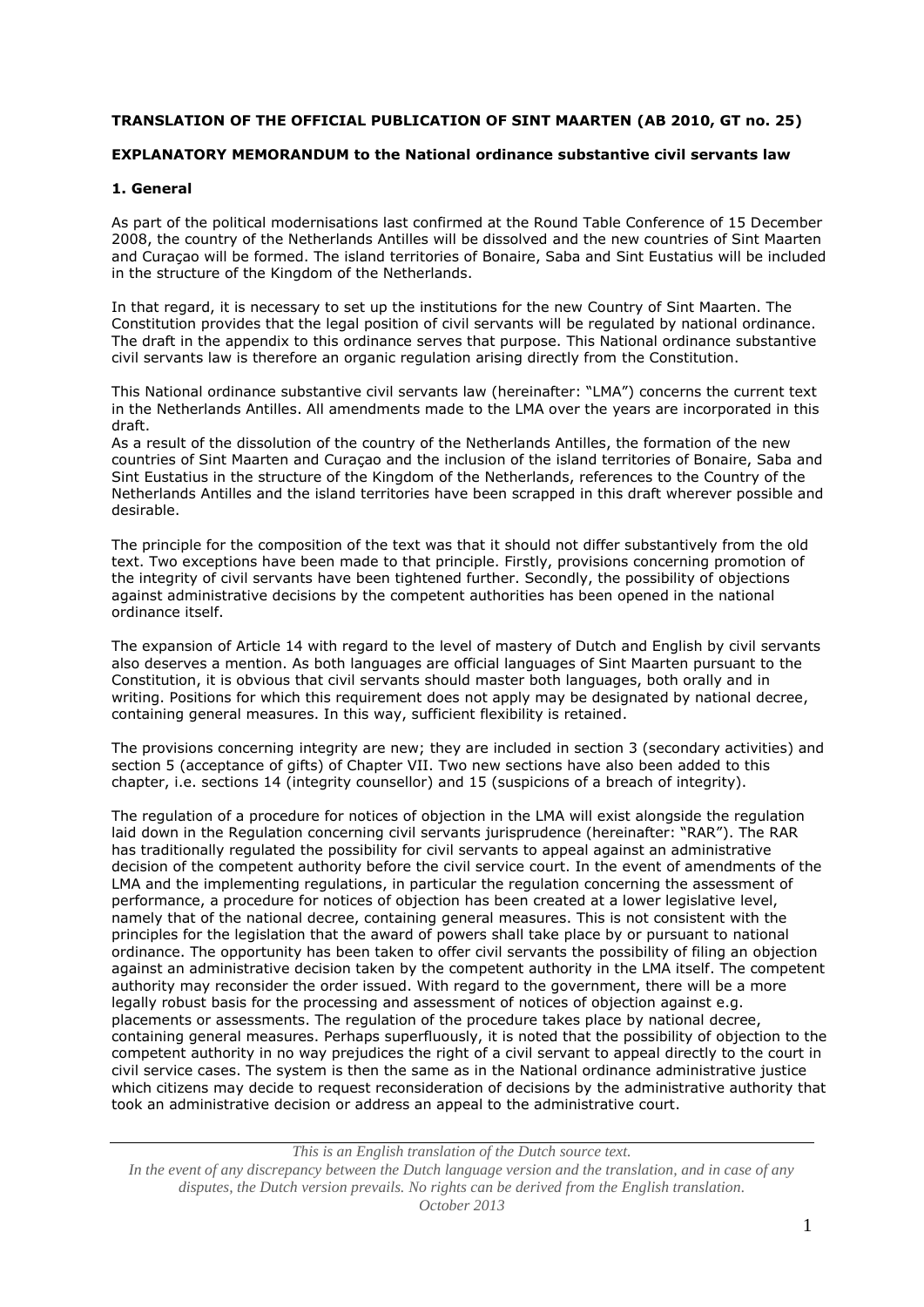**TRANSLATION OF THE OFFICIAL PUBLICATION OF SINT MAARTEN (AB 2010, GT no. 25)**

**EXPLANATORY MEMORANDUM to the National ordinance substantive civil servants law**

**1. General**

As part of the political modernisations last confirmed at the Round Table Conference of 15 December 2008, the country of the Netherlands Antilles will be dissolved and the new countries of Sint Maarten and Curaçao will be formed. The island territories of Bonaire, Saba and Sint Eustatius will be included in the structure of the Kingdom of the Netherlands.

In that regard, it is necessary to set up the institutions for the new Country of Sint Maarten. The Constitution provides that the legal position of civil servants will be regulated by national ordinance. The draft in the appendix to this ordinance serves that purpose. This National ordinance substantive civil servants law is therefore an organic regulation arising directly from the Constitution.

This National ordinance substantive civil servants law (hereinafter: "LMA") concerns the current text in the Netherlands Antilles. All amendments made to the LMA over the years are incorporated in this draft.
As a result of the dissolution of the country of the Netherlands Antilles, the formation of the new countries of Sint Maarten and Curaçao and the inclusion of the island territories of Bonaire, Saba and Sint Eustatius in the structure of the Kingdom of the Netherlands, references to the Country of the Netherlands Antilles and the island territories have been scrapped in this draft wherever possible and desirable.

The principle for the composition of the text was that it should not differ substantively from the old text. Two exceptions have been made to that principle. Firstly, provisions concerning promotion of the integrity of civil servants have been tightened further. Secondly, the possibility of objections against administrative decisions by the competent authorities has been opened in the national ordinance itself.

The expansion of Article 14 with regard to the level of mastery of Dutch and English by civil servants also deserves a mention. As both languages are official languages of Sint Maarten pursuant to the Constitution, it is obvious that civil servants should master both languages, both orally and in writing. Positions for which this requirement does not apply may be designated by national decree, containing general measures. In this way, sufficient flexibility is retained.

The provisions concerning integrity are new; they are included in section 3 (secondary activities) and section 5 (acceptance of gifts) of Chapter VII. Two new sections have also been added to this chapter, i.e. sections 14 (integrity counsellor) and 15 (suspicions of a breach of integrity).

The regulation of a procedure for notices of objection in the LMA will exist alongside the regulation laid down in the Regulation concerning civil servants jurisprudence (hereinafter: "RAR"). The RAR has traditionally regulated the possibility for civil servants to appeal against an administrative decision of the competent authority before the civil service court. In the event of amendments of the LMA and the implementing regulations, in particular the regulation concerning the assessment of performance, a procedure for notices of objection has been created at a lower legislative level, namely that of the national decree, containing general measures. This is not consistent with the principles for the legislation that the award of powers shall take place by or pursuant to national ordinance. The opportunity has been taken to offer civil servants the possibility of filing an objection against an administrative decision taken by the competent authority in the LMA itself. The competent authority may reconsider the order issued. With regard to the government, there will be a more legally robust basis for the processing and assessment of notices of objection against e.g. placements or assessments. The regulation of the procedure takes place by national decree, containing general measures. Perhaps superfluously, it is noted that the possibility of objection to the competent authority in no way prejudices the right of a civil servant to appeal directly to the court in civil service cases. The system is then the same as in the National ordinance administrative justice which citizens may decide to request reconsideration of decisions by the administrative authority that took an administrative decision or address an appeal to the administrative court.

*This is an English translation of the Dutch source text.*
*In the event of any discrepancy between the Dutch language version and the translation, and in case of any disputes, the Dutch version prevails. No rights can be derived from the English translation.*
*October 2013*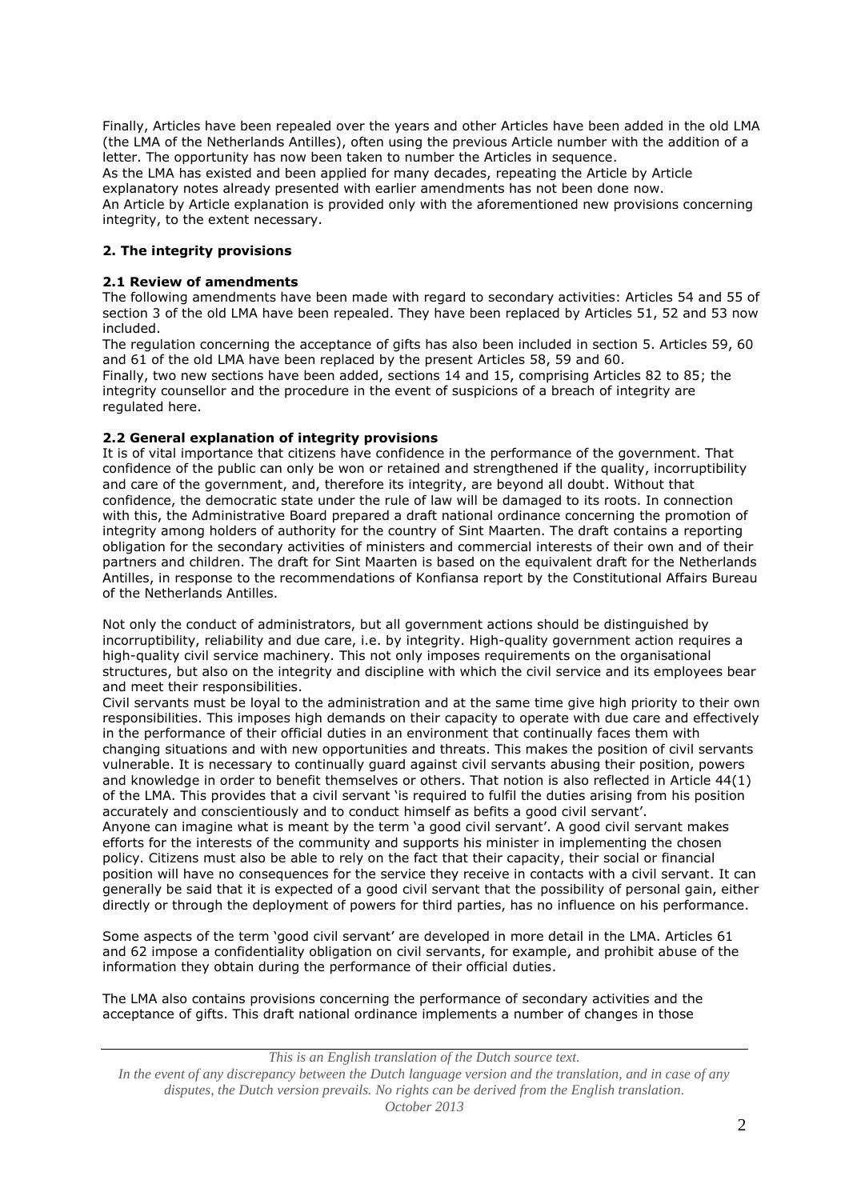Finally, Articles have been repealed over the years and other Articles have been added in the old LMA (the LMA of the Netherlands Antilles), often using the previous Article number with the addition of a letter. The opportunity has now been taken to number the Articles in sequence.
As the LMA has existed and been applied for many decades, repeating the Article by Article explanatory notes already presented with earlier amendments has not been done now.
An Article by Article explanation is provided only with the aforementioned new provisions concerning integrity, to the extent necessary.

## 2. The integrity provisions

### 2.1 Review of amendments

The following amendments have been made with regard to secondary activities: Articles 54 and 55 of section 3 of the old LMA have been repealed. They have been replaced by Articles 51, 52 and 53 now included.
The regulation concerning the acceptance of gifts has also been included in section 5. Articles 59, 60 and 61 of the old LMA have been replaced by the present Articles 58, 59 and 60.
Finally, two new sections have been added, sections 14 and 15, comprising Articles 82 to 85; the integrity counsellor and the procedure in the event of suspicions of a breach of integrity are regulated here.

### 2.2 General explanation of integrity provisions

It is of vital importance that citizens have confidence in the performance of the government. That confidence of the public can only be won or retained and strengthened if the quality, incorruptibility and care of the government, and, therefore its integrity, are beyond all doubt. Without that confidence, the democratic state under the rule of law will be damaged to its roots. In connection with this, the Administrative Board prepared a draft national ordinance concerning the promotion of integrity among holders of authority for the country of Sint Maarten. The draft contains a reporting obligation for the secondary activities of ministers and commercial interests of their own and of their partners and children. The draft for Sint Maarten is based on the equivalent draft for the Netherlands Antilles, in response to the recommendations of Konfiansa report by the Constitutional Affairs Bureau of the Netherlands Antilles.

Not only the conduct of administrators, but all government actions should be distinguished by incorruptibility, reliability and due care, i.e. by integrity. High-quality government action requires a high-quality civil service machinery. This not only imposes requirements on the organisational structures, but also on the integrity and discipline with which the civil service and its employees bear and meet their responsibilities.
Civil servants must be loyal to the administration and at the same time give high priority to their own responsibilities. This imposes high demands on their capacity to operate with due care and effectively in the performance of their official duties in an environment that continually faces them with changing situations and with new opportunities and threats. This makes the position of civil servants vulnerable. It is necessary to continually guard against civil servants abusing their position, powers and knowledge in order to benefit themselves or others. That notion is also reflected in Article 44(1) of the LMA. This provides that a civil servant 'is required to fulfil the duties arising from his position accurately and conscientiously and to conduct himself as befits a good civil servant'.
Anyone can imagine what is meant by the term 'a good civil servant'. A good civil servant makes efforts for the interests of the community and supports his minister in implementing the chosen policy. Citizens must also be able to rely on the fact that their capacity, their social or financial position will have no consequences for the service they receive in contacts with a civil servant. It can generally be said that it is expected of a good civil servant that the possibility of personal gain, either directly or through the deployment of powers for third parties, has no influence on his performance.

Some aspects of the term 'good civil servant' are developed in more detail in the LMA. Articles 61 and 62 impose a confidentiality obligation on civil servants, for example, and prohibit abuse of the information they obtain during the performance of their official duties.

The LMA also contains provisions concerning the performance of secondary activities and the acceptance of gifts. This draft national ordinance implements a number of changes in those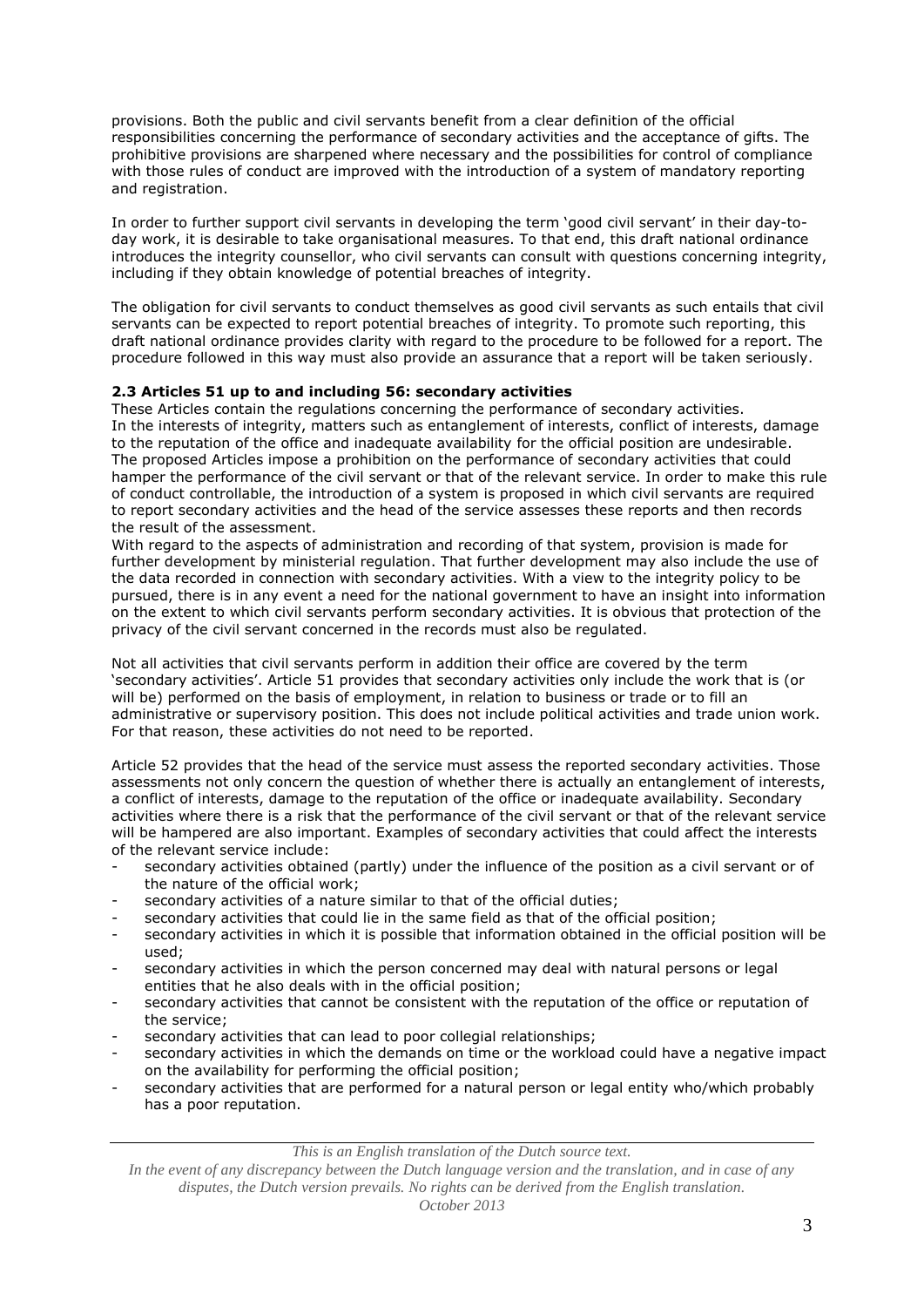provisions. Both the public and civil servants benefit from a clear definition of the official responsibilities concerning the performance of secondary activities and the acceptance of gifts. The prohibitive provisions are sharpened where necessary and the possibilities for control of compliance with those rules of conduct are improved with the introduction of a system of mandatory reporting and registration.

In order to further support civil servants in developing the term 'good civil servant' in their day-to-day work, it is desirable to take organisational measures. To that end, this draft national ordinance introduces the integrity counsellor, who civil servants can consult with questions concerning integrity, including if they obtain knowledge of potential breaches of integrity.

The obligation for civil servants to conduct themselves as good civil servants as such entails that civil servants can be expected to report potential breaches of integrity. To promote such reporting, this draft national ordinance provides clarity with regard to the procedure to be followed for a report. The procedure followed in this way must also provide an assurance that a report will be taken seriously.

### 2.3 Articles 51 up to and including 56: secondary activities

These Articles contain the regulations concerning the performance of secondary activities.
In the interests of integrity, matters such as entanglement of interests, conflict of interests, damage to the reputation of the office and inadequate availability for the official position are undesirable. The proposed Articles impose a prohibition on the performance of secondary activities that could hamper the performance of the civil servant or that of the relevant service. In order to make this rule of conduct controllable, the introduction of a system is proposed in which civil servants are required to report secondary activities and the head of the service assesses these reports and then records the result of the assessment.
With regard to the aspects of administration and recording of that system, provision is made for further development by ministerial regulation. That further development may also include the use of the data recorded in connection with secondary activities. With a view to the integrity policy to be pursued, there is in any event a need for the national government to have an insight into information on the extent to which civil servants perform secondary activities. It is obvious that protection of the privacy of the civil servant concerned in the records must also be regulated.

Not all activities that civil servants perform in addition their office are covered by the term 'secondary activities'. Article 51 provides that secondary activities only include the work that is (or will be) performed on the basis of employment, in relation to business or trade or to fill an administrative or supervisory position. This does not include political activities and trade union work. For that reason, these activities do not need to be reported.

Article 52 provides that the head of the service must assess the reported secondary activities. Those assessments not only concern the question of whether there is actually an entanglement of interests, a conflict of interests, damage to the reputation of the office or inadequate availability. Secondary activities where there is a risk that the performance of the civil servant or that of the relevant service will be hampered are also important. Examples of secondary activities that could affect the interests of the relevant service include:

- secondary activities obtained (partly) under the influence of the position as a civil servant or of the nature of the official work;
- secondary activities of a nature similar to that of the official duties;
- secondary activities that could lie in the same field as that of the official position;
- secondary activities in which it is possible that information obtained in the official position will be used;
- secondary activities in which the person concerned may deal with natural persons or legal entities that he also deals with in the official position;
- secondary activities that cannot be consistent with the reputation of the office or reputation of the service;
- secondary activities that can lead to poor collegial relationships;
- secondary activities in which the demands on time or the workload could have a negative impact on the availability for performing the official position;
- secondary activities that are performed for a natural person or legal entity who/which probably has a poor reputation.

*This is an English translation of the Dutch source text.*
*In the event of any discrepancy between the Dutch language version and the translation, and in case of any disputes, the Dutch version prevails. No rights can be derived from the English translation.*
*October 2013*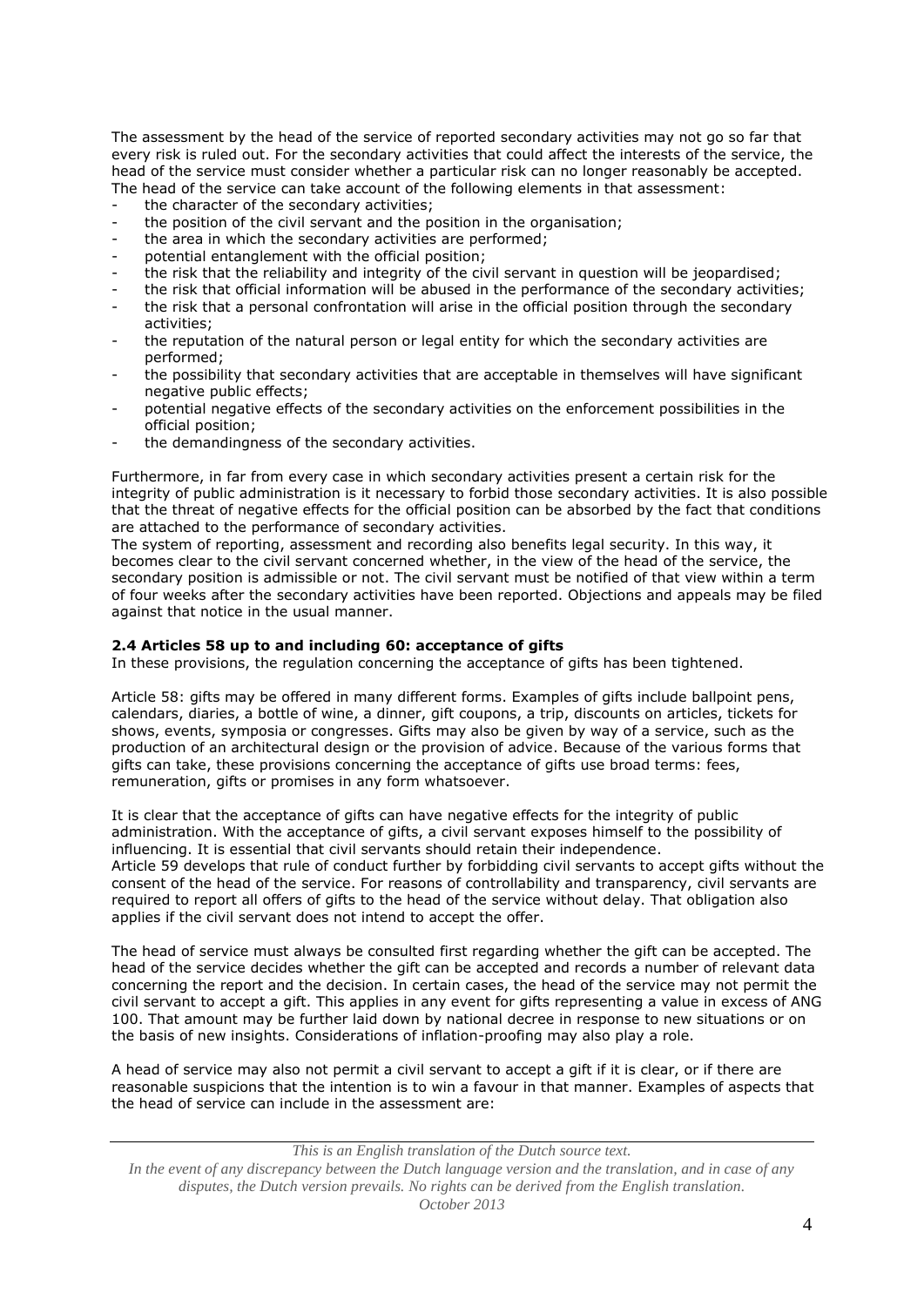The assessment by the head of the service of reported secondary activities may not go so far that every risk is ruled out. For the secondary activities that could affect the interests of the service, the head of the service must consider whether a particular risk can no longer reasonably be accepted. The head of the service can take account of the following elements in that assessment:

- the character of the secondary activities;
- the position of the civil servant and the position in the organisation;
- the area in which the secondary activities are performed;
- potential entanglement with the official position;
- the risk that the reliability and integrity of the civil servant in question will be jeopardised;
- the risk that official information will be abused in the performance of the secondary activities;
- the risk that a personal confrontation will arise in the official position through the secondary activities;
- the reputation of the natural person or legal entity for which the secondary activities are performed;
- the possibility that secondary activities that are acceptable in themselves will have significant negative public effects;
- potential negative effects of the secondary activities on the enforcement possibilities in the official position;
- the demandingness of the secondary activities.

Furthermore, in far from every case in which secondary activities present a certain risk for the integrity of public administration is it necessary to forbid those secondary activities. It is also possible that the threat of negative effects for the official position can be absorbed by the fact that conditions are attached to the performance of secondary activities.
The system of reporting, assessment and recording also benefits legal security. In this way, it becomes clear to the civil servant concerned whether, in the view of the head of the service, the secondary position is admissible or not. The civil servant must be notified of that view within a term of four weeks after the secondary activities have been reported. Objections and appeals may be filed against that notice in the usual manner.

**2.4 Articles 58 up to and including 60: acceptance of gifts**
In these provisions, the regulation concerning the acceptance of gifts has been tightened.

Article 58: gifts may be offered in many different forms. Examples of gifts include ballpoint pens, calendars, diaries, a bottle of wine, a dinner, gift coupons, a trip, discounts on articles, tickets for shows, events, symposia or congresses. Gifts may also be given by way of a service, such as the production of an architectural design or the provision of advice. Because of the various forms that gifts can take, these provisions concerning the acceptance of gifts use broad terms: fees, remuneration, gifts or promises in any form whatsoever.

It is clear that the acceptance of gifts can have negative effects for the integrity of public administration. With the acceptance of gifts, a civil servant exposes himself to the possibility of influencing. It is essential that civil servants should retain their independence.
Article 59 develops that rule of conduct further by forbidding civil servants to accept gifts without the consent of the head of the service. For reasons of controllability and transparency, civil servants are required to report all offers of gifts to the head of the service without delay. That obligation also applies if the civil servant does not intend to accept the offer.

The head of service must always be consulted first regarding whether the gift can be accepted. The head of the service decides whether the gift can be accepted and records a number of relevant data concerning the report and the decision. In certain cases, the head of the service may not permit the civil servant to accept a gift. This applies in any event for gifts representing a value in excess of ANG 100. That amount may be further laid down by national decree in response to new situations or on the basis of new insights. Considerations of inflation-proofing may also play a role.

A head of service may also not permit a civil servant to accept a gift if it is clear, or if there are reasonable suspicions that the intention is to win a favour in that manner. Examples of aspects that the head of service can include in the assessment are: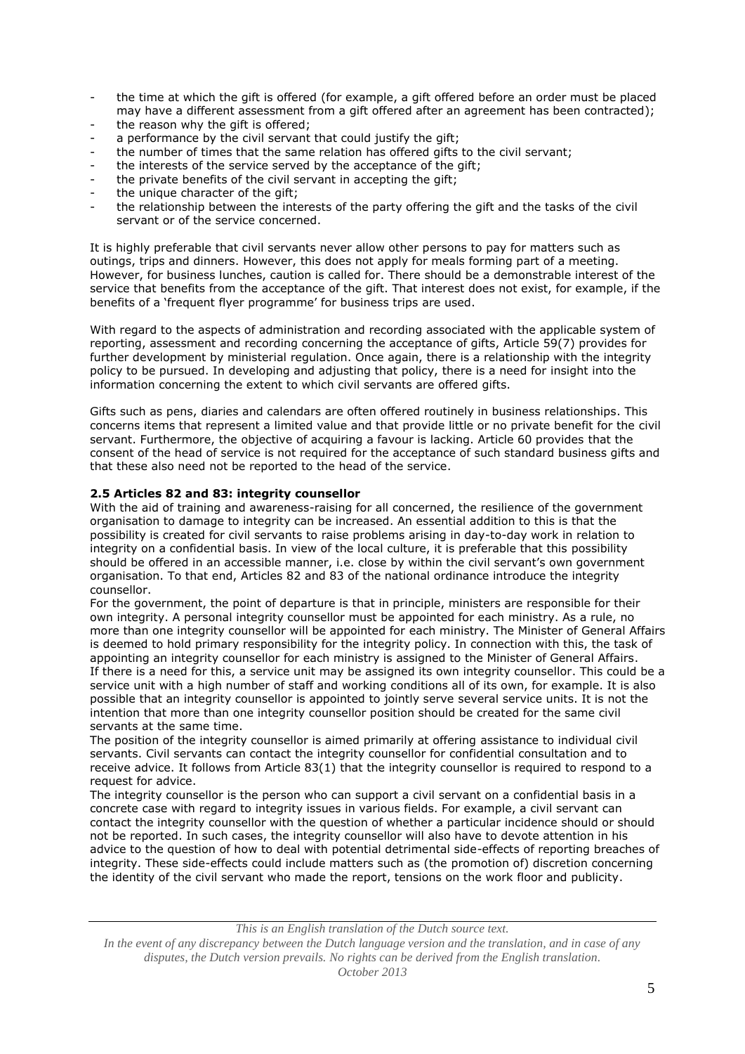- the time at which the gift is offered (for example, a gift offered before an order must be placed may have a different assessment from a gift offered after an agreement has been contracted);
- the reason why the gift is offered;
- a performance by the civil servant that could justify the gift;
- the number of times that the same relation has offered gifts to the civil servant;
- the interests of the service served by the acceptance of the gift;
- the private benefits of the civil servant in accepting the gift;
- the unique character of the gift;
- the relationship between the interests of the party offering the gift and the tasks of the civil servant or of the service concerned.

It is highly preferable that civil servants never allow other persons to pay for matters such as outings, trips and dinners. However, this does not apply for meals forming part of a meeting. However, for business lunches, caution is called for. There should be a demonstrable interest of the service that benefits from the acceptance of the gift. That interest does not exist, for example, if the benefits of a 'frequent flyer programme' for business trips are used.

With regard to the aspects of administration and recording associated with the applicable system of reporting, assessment and recording concerning the acceptance of gifts, Article 59(7) provides for further development by ministerial regulation. Once again, there is a relationship with the integrity policy to be pursued. In developing and adjusting that policy, there is a need for insight into the information concerning the extent to which civil servants are offered gifts.

Gifts such as pens, diaries and calendars are often offered routinely in business relationships. This concerns items that represent a limited value and that provide little or no private benefit for the civil servant. Furthermore, the objective of acquiring a favour is lacking. Article 60 provides that the consent of the head of service is not required for the acceptance of such standard business gifts and that these also need not be reported to the head of the service.

**2.5 Articles 82 and 83: integrity counsellor**

With the aid of training and awareness-raising for all concerned, the resilience of the government organisation to damage to integrity can be increased. An essential addition to this is that the possibility is created for civil servants to raise problems arising in day-to-day work in relation to integrity on a confidential basis. In view of the local culture, it is preferable that this possibility should be offered in an accessible manner, i.e. close by within the civil servant's own government organisation. To that end, Articles 82 and 83 of the national ordinance introduce the integrity counsellor.

For the government, the point of departure is that in principle, ministers are responsible for their own integrity. A personal integrity counsellor must be appointed for each ministry. As a rule, no more than one integrity counsellor will be appointed for each ministry. The Minister of General Affairs is deemed to hold primary responsibility for the integrity policy. In connection with this, the task of appointing an integrity counsellor for each ministry is assigned to the Minister of General Affairs.

If there is a need for this, a service unit may be assigned its own integrity counsellor. This could be a service unit with a high number of staff and working conditions all of its own, for example. It is also possible that an integrity counsellor is appointed to jointly serve several service units. It is not the intention that more than one integrity counsellor position should be created for the same civil servants at the same time.

The position of the integrity counsellor is aimed primarily at offering assistance to individual civil servants. Civil servants can contact the integrity counsellor for confidential consultation and to receive advice. It follows from Article 83(1) that the integrity counsellor is required to respond to a request for advice.

The integrity counsellor is the person who can support a civil servant on a confidential basis in a concrete case with regard to integrity issues in various fields. For example, a civil servant can contact the integrity counsellor with the question of whether a particular incidence should or should not be reported. In such cases, the integrity counsellor will also have to devote attention in his advice to the question of how to deal with potential detrimental side-effects of reporting breaches of integrity. These side-effects could include matters such as (the promotion of) discretion concerning the identity of the civil servant who made the report, tensions on the work floor and publicity.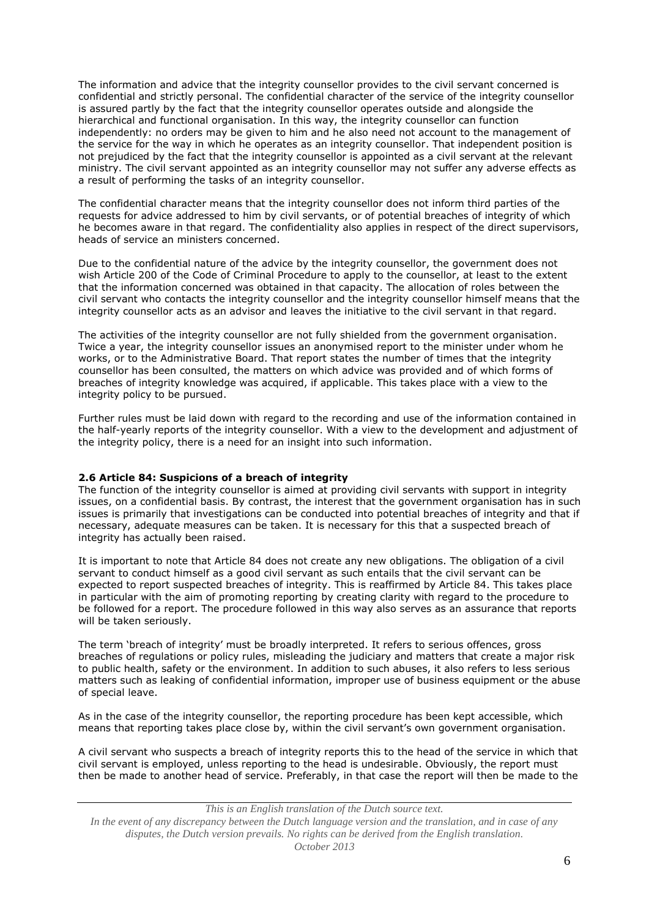The information and advice that the integrity counsellor provides to the civil servant concerned is confidential and strictly personal. The confidential character of the service of the integrity counsellor is assured partly by the fact that the integrity counsellor operates outside and alongside the hierarchical and functional organisation. In this way, the integrity counsellor can function independently: no orders may be given to him and he also need not account to the management of the service for the way in which he operates as an integrity counsellor. That independent position is not prejudiced by the fact that the integrity counsellor is appointed as a civil servant at the relevant ministry. The civil servant appointed as an integrity counsellor may not suffer any adverse effects as a result of performing the tasks of an integrity counsellor.

The confidential character means that the integrity counsellor does not inform third parties of the requests for advice addressed to him by civil servants, or of potential breaches of integrity of which he becomes aware in that regard. The confidentiality also applies in respect of the direct supervisors, heads of service an ministers concerned.

Due to the confidential nature of the advice by the integrity counsellor, the government does not wish Article 200 of the Code of Criminal Procedure to apply to the counsellor, at least to the extent that the information concerned was obtained in that capacity. The allocation of roles between the civil servant who contacts the integrity counsellor and the integrity counsellor himself means that the integrity counsellor acts as an advisor and leaves the initiative to the civil servant in that regard.

The activities of the integrity counsellor are not fully shielded from the government organisation. Twice a year, the integrity counsellor issues an anonymised report to the minister under whom he works, or to the Administrative Board. That report states the number of times that the integrity counsellor has been consulted, the matters on which advice was provided and of which forms of breaches of integrity knowledge was acquired, if applicable. This takes place with a view to the integrity policy to be pursued.

Further rules must be laid down with regard to the recording and use of the information contained in the half-yearly reports of the integrity counsellor. With a view to the development and adjustment of the integrity policy, there is a need for an insight into such information.

### 2.6 Article 84: Suspicions of a breach of integrity

The function of the integrity counsellor is aimed at providing civil servants with support in integrity issues, on a confidential basis. By contrast, the interest that the government organisation has in such issues is primarily that investigations can be conducted into potential breaches of integrity and that if necessary, adequate measures can be taken. It is necessary for this that a suspected breach of integrity has actually been raised.

It is important to note that Article 84 does not create any new obligations. The obligation of a civil servant to conduct himself as a good civil servant as such entails that the civil servant can be expected to report suspected breaches of integrity. This is reaffirmed by Article 84. This takes place in particular with the aim of promoting reporting by creating clarity with regard to the procedure to be followed for a report. The procedure followed in this way also serves as an assurance that reports will be taken seriously.

The term 'breach of integrity' must be broadly interpreted. It refers to serious offences, gross breaches of regulations or policy rules, misleading the judiciary and matters that create a major risk to public health, safety or the environment. In addition to such abuses, it also refers to less serious matters such as leaking of confidential information, improper use of business equipment or the abuse of special leave.

As in the case of the integrity counsellor, the reporting procedure has been kept accessible, which means that reporting takes place close by, within the civil servant's own government organisation.

A civil servant who suspects a breach of integrity reports this to the head of the service in which that civil servant is employed, unless reporting to the head is undesirable. Obviously, the report must then be made to another head of service. Preferably, in that case the report will then be made to the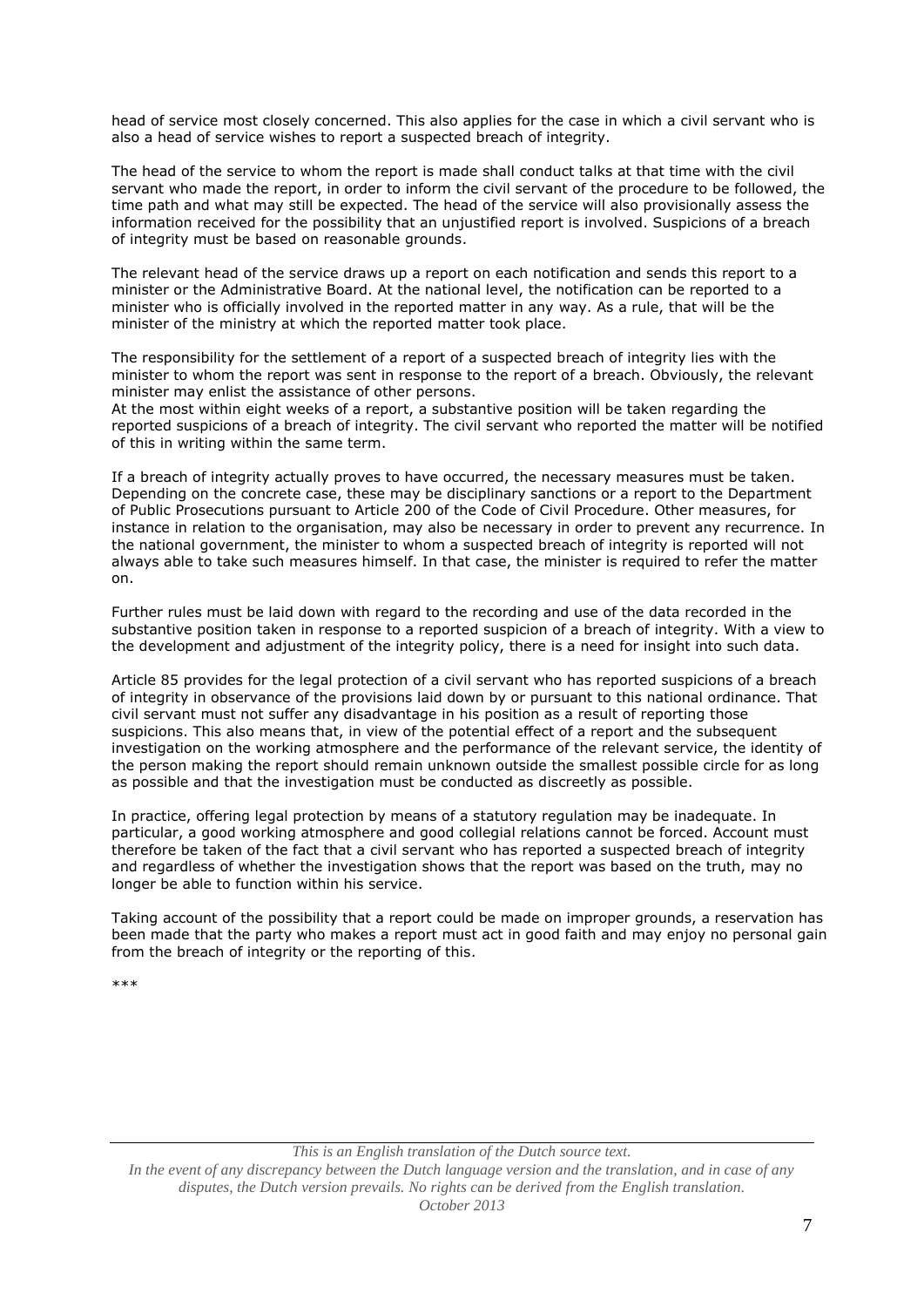head of service most closely concerned. This also applies for the case in which a civil servant who is also a head of service wishes to report a suspected breach of integrity.

The head of the service to whom the report is made shall conduct talks at that time with the civil servant who made the report, in order to inform the civil servant of the procedure to be followed, the time path and what may still be expected. The head of the service will also provisionally assess the information received for the possibility that an unjustified report is involved. Suspicions of a breach of integrity must be based on reasonable grounds.

The relevant head of the service draws up a report on each notification and sends this report to a minister or the Administrative Board. At the national level, the notification can be reported to a minister who is officially involved in the reported matter in any way. As a rule, that will be the minister of the ministry at which the reported matter took place.

The responsibility for the settlement of a report of a suspected breach of integrity lies with the minister to whom the report was sent in response to the report of a breach. Obviously, the relevant minister may enlist the assistance of other persons.
At the most within eight weeks of a report, a substantive position will be taken regarding the reported suspicions of a breach of integrity. The civil servant who reported the matter will be notified of this in writing within the same term.

If a breach of integrity actually proves to have occurred, the necessary measures must be taken. Depending on the concrete case, these may be disciplinary sanctions or a report to the Department of Public Prosecutions pursuant to Article 200 of the Code of Civil Procedure. Other measures, for instance in relation to the organisation, may also be necessary in order to prevent any recurrence. In the national government, the minister to whom a suspected breach of integrity is reported will not always able to take such measures himself. In that case, the minister is required to refer the matter on.

Further rules must be laid down with regard to the recording and use of the data recorded in the substantive position taken in response to a reported suspicion of a breach of integrity. With a view to the development and adjustment of the integrity policy, there is a need for insight into such data.

Article 85 provides for the legal protection of a civil servant who has reported suspicions of a breach of integrity in observance of the provisions laid down by or pursuant to this national ordinance. That civil servant must not suffer any disadvantage in his position as a result of reporting those suspicions. This also means that, in view of the potential effect of a report and the subsequent investigation on the working atmosphere and the performance of the relevant service, the identity of the person making the report should remain unknown outside the smallest possible circle for as long as possible and that the investigation must be conducted as discreetly as possible.

In practice, offering legal protection by means of a statutory regulation may be inadequate. In particular, a good working atmosphere and good collegial relations cannot be forced. Account must therefore be taken of the fact that a civil servant who has reported a suspected breach of integrity and regardless of whether the investigation shows that the report was based on the truth, may no longer be able to function within his service.

Taking account of the possibility that a report could be made on improper grounds, a reservation has been made that the party who makes a report must act in good faith and may enjoy no personal gain from the breach of integrity or the reporting of this.

***